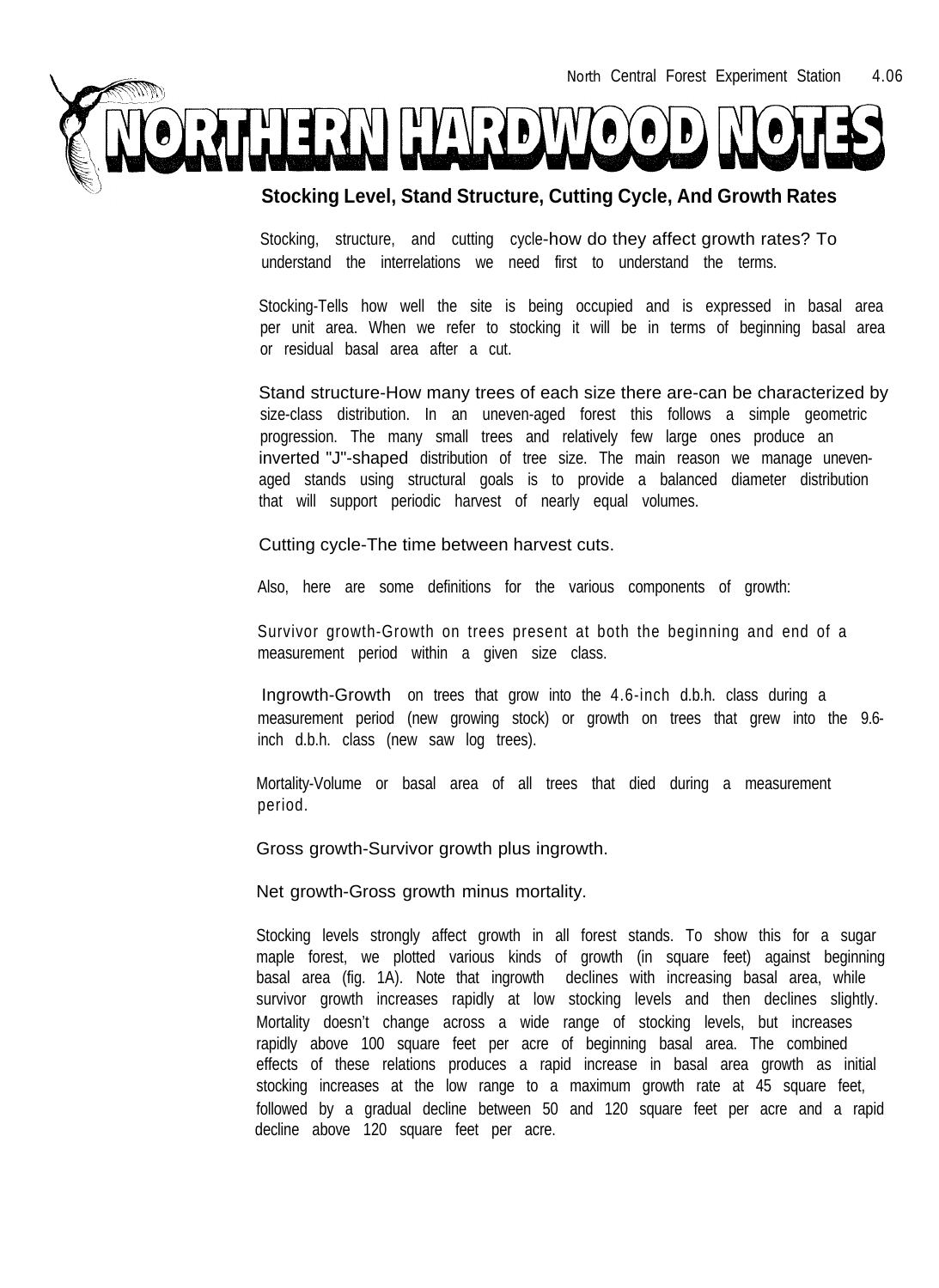North Central Forest Experiment Station 4.06

# NORTHERN HARDWOOD NOTES

## Stocking Level, Stand Structure, Cutting Cycle, And Growth Rates

Stocking, structure, and cutting cycle-how do they affect growth rates? To understand the interrelations we need first to understand the terms.

Stocking-Tells how well the site is being occupied and is expressed in basal area per unit area. When we refer to stocking it will be in terms of beginning basal area or residual basal area after a cut.

Stand structure-How many trees of each size there are-can be characterized by size-class distribution. In an uneven-aged forest this follows a simple geometric progression. The many small trees and relatively few large ones produce an inverted "J"-shaped distribution of tree size. The main reason we manage uneven-aged stands using structural goals is to provide a balanced diameter distribution that will support periodic harvest of nearly equal volumes.

Cutting cycle-The time between harvest cuts.

Also, here are some definitions for the various components of growth:

Survivor growth-Growth on trees present at both the beginning and end of a measurement period within a given size class.

Ingrowth-Growth on trees that grow into the 4.6-inch d.b.h. class during a measurement period (new growing stock) or growth on trees that grew into the 9.6-inch d.b.h. class (new saw log trees).

Mortality-Volume or basal area of all trees that died during a measurement period.

Gross growth-Survivor growth plus ingrowth.

Net growth-Gross growth minus mortality.

Stocking levels strongly affect growth in all forest stands. To show this for a sugar maple forest, we plotted various kinds of growth (in square feet) against beginning basal area (fig. 1A). Note that ingrowth declines with increasing basal area, while survivor growth increases rapidly at low stocking levels and then declines slightly. Mortality doesn't change across a wide range of stocking levels, but increases rapidly above 100 square feet per acre of beginning basal area. The combined effects of these relations produces a rapid increase in basal area growth as initial stocking increases at the low range to a maximum growth rate at 45 square feet, followed by a gradual decline between 50 and 120 square feet per acre and a rapid decline above 120 square feet per acre.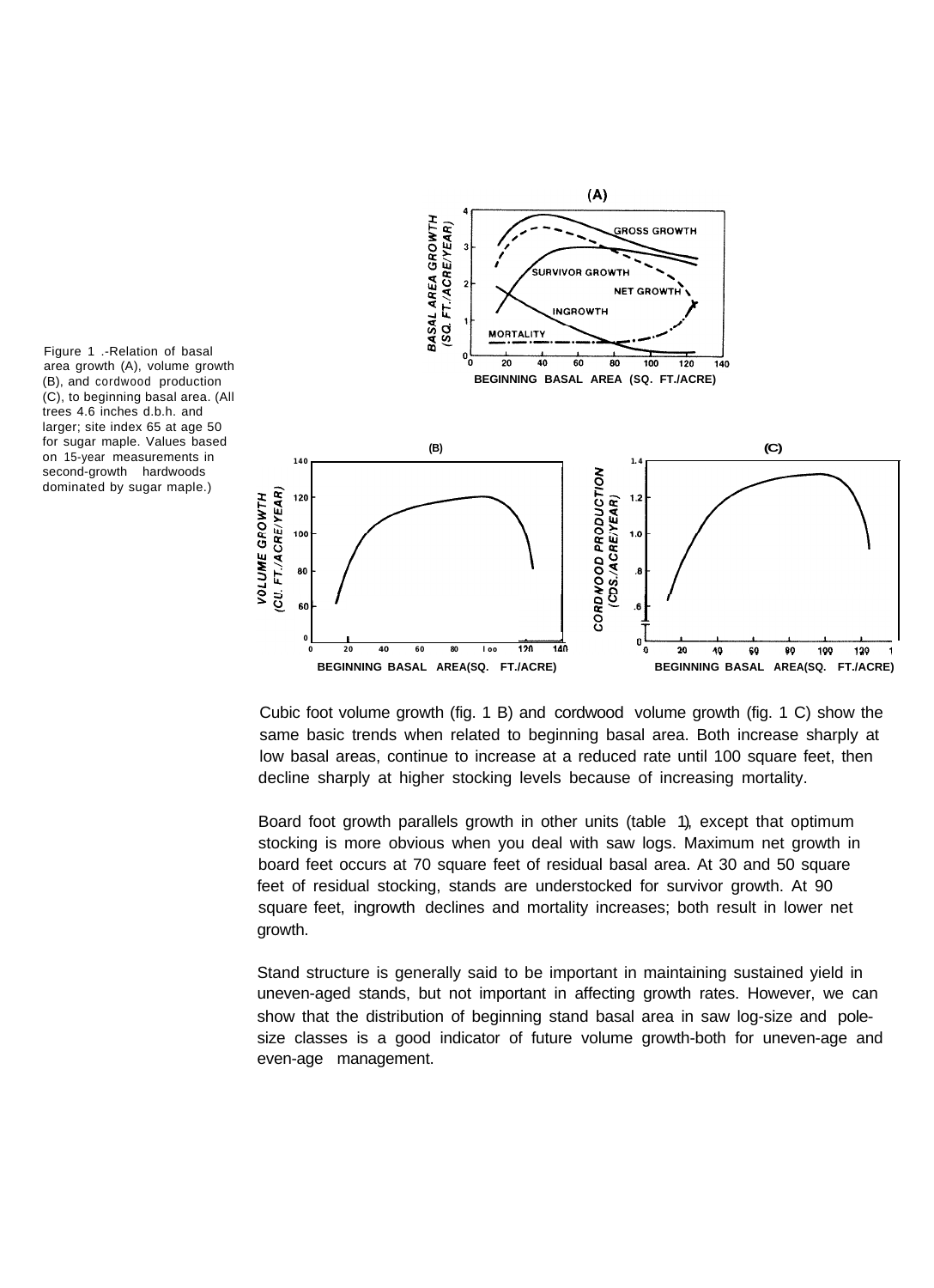Figure 1 .-Relation of basal area growth (A), volume growth (B), and cordwood production (C), to beginning basal area. (All trees 4.6 inches d.b.h. and larger; site index 65 at age 50 for sugar maple. Values based on 15-year measurements in second-growth hardwoods dominated by sugar maple.)

Cubic foot volume growth (fig. 1 B) and cordwood volume growth (fig. 1 C) show the same basic trends when related to beginning basal area. Both increase sharply at low basal areas, continue to increase at a reduced rate until 100 square feet, then decline sharply at higher stocking levels because of increasing mortality.

Board foot growth parallels growth in other units (table 1), except that optimum stocking is more obvious when you deal with saw logs. Maximum net growth in board feet occurs at 70 square feet of residual basal area. At 30 and 50 square feet of residual stocking, stands are understocked for survivor growth. At 90 square feet, ingrowth declines and mortality increases; both result in lower net growth.

Stand structure is generally said to be important in maintaining sustained yield in uneven-aged stands, but not important in affecting growth rates. However, we can show that the distribution of beginning stand basal area in saw log-size and pole-size classes is a good indicator of future volume growth-both for uneven-age and even-age management.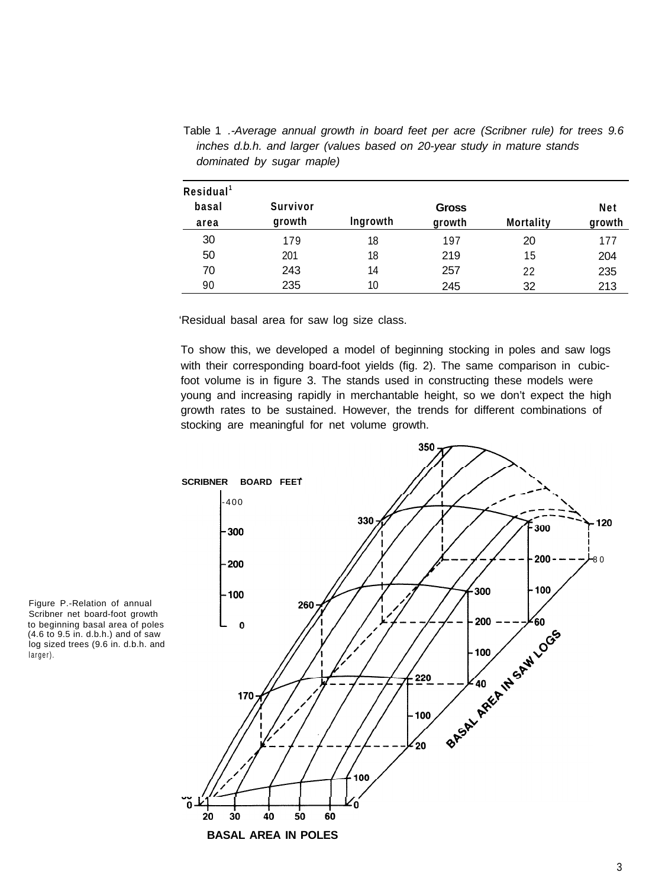Table 1 .-*Average annual growth in board feet per acre (Scribner rule) for trees 9.6 inches d.b.h. and larger (values based on 20-year study in mature stands dominated by sugar maple)*

| Residual[1] basal area | Survivor growth | Ingrowth | Gross growth | Mortality | Net growth |
|---|---|---|---|---|---|
| 30 | 179 | 18 | 197 | 20 | 177 |
| 50 | 201 | 18 | 219 | 15 | 204 |
| 70 | 243 | 14 | 257 | 22 | 235 |
| 90 | 235 | 10 | 245 | 32 | 213 |

[1]Residual basal area for saw log size class.

To show this, we developed a model of beginning stocking in poles and saw logs with their corresponding board-foot yields (fig. 2). The same comparison in cubic-foot volume is in figure 3. The stands used in constructing these models were young and increasing rapidly in merchantable height, so we don't expect the high growth rates to be sustained. However, the trends for different combinations of stocking are meaningful for net volume growth.

Figure 2.-Relation of annual Scribner net board-foot growth to beginning basal area of poles (4.6 to 9.5 in. d.b.h.) and of saw log sized trees (9.6 in. d.b.h. and larger).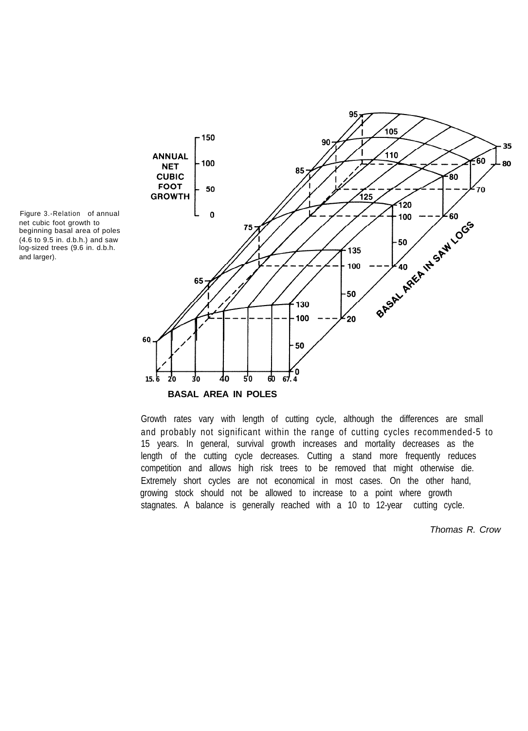ANNUAL NET CUBIC FOOT GROWTH

150

100

50

0

BASAL AREA IN POLES

15.6 20 30 40 50 60 67.4

BASAL AREA IN SAW LOGS

95 105 90 110 35 60 80 85 80 70 125 120 100 60 75 50 135 100 40 65 50 130 100 20 60 50 0

Figure 3.-Relation of annual net cubic foot growth to beginning basal area of poles (4.6 to 9.5 in. d.b.h.) and saw log-sized trees (9.6 in. d.b.h. and larger).

Growth rates vary with length of cutting cycle, although the differences are small and probably not significant within the range of cutting cycles recommended-5 to 15 years. In general, survival growth increases and mortality decreases as the length of the cutting cycle decreases. Cutting a stand more frequently reduces competition and allows high risk trees to be removed that might otherwise die. Extremely short cycles are not economical in most cases. On the other hand, growing stock should not be allowed to increase to a point where growth stagnates. A balance is generally reached with a 10 to 12-year cutting cycle.

*Thomas R. Crow*